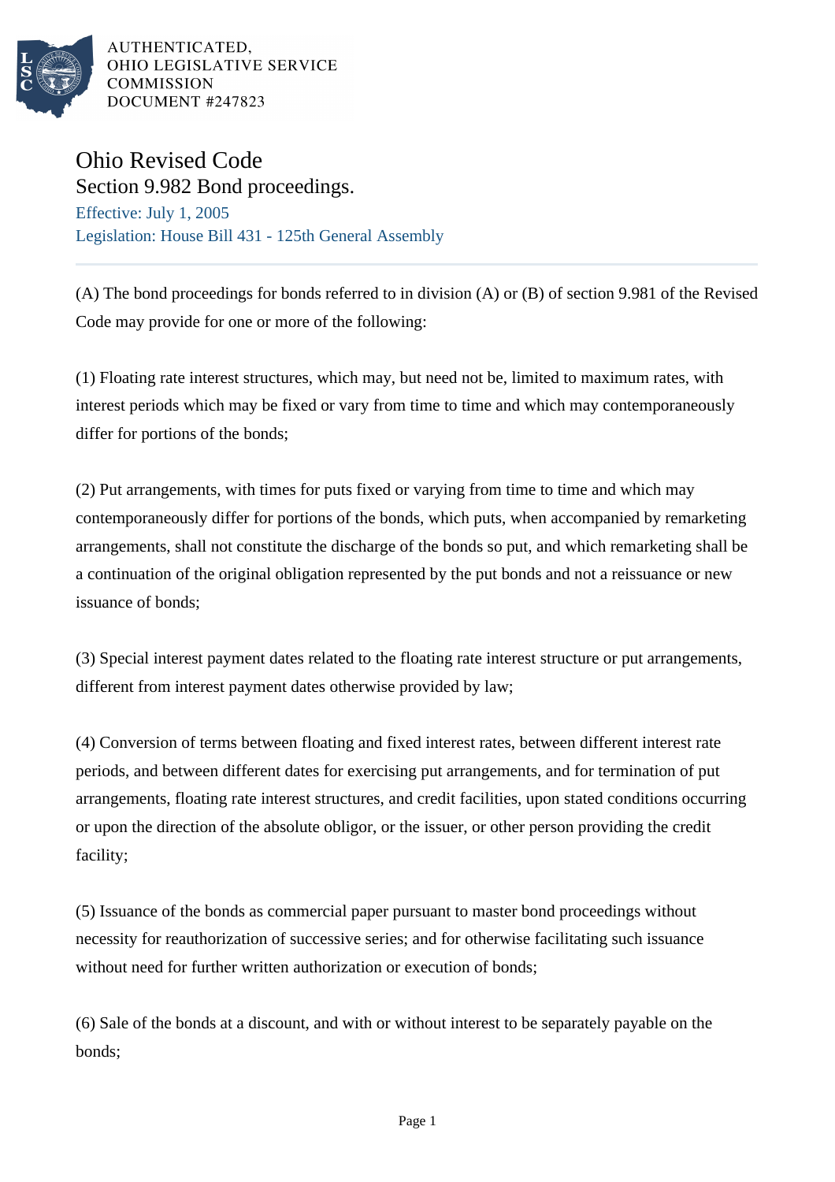AUTHENTICATED,
OHIO LEGISLATIVE SERVICE
COMMISSION
DOCUMENT #247823

# Ohio Revised Code

## Section 9.982 Bond proceedings.

Effective: July 1, 2005

Legislation: House Bill 431 - 125th General Assembly

---

(A) The bond proceedings for bonds referred to in division (A) or (B) of section 9.981 of the Revised Code may provide for one or more of the following:

(1) Floating rate interest structures, which may, but need not be, limited to maximum rates, with interest periods which may be fixed or vary from time to time and which may contemporaneously differ for portions of the bonds;

(2) Put arrangements, with times for puts fixed or varying from time to time and which may contemporaneously differ for portions of the bonds, which puts, when accompanied by remarketing arrangements, shall not constitute the discharge of the bonds so put, and which remarketing shall be a continuation of the original obligation represented by the put bonds and not a reissuance or new issuance of bonds;

(3) Special interest payment dates related to the floating rate interest structure or put arrangements, different from interest payment dates otherwise provided by law;

(4) Conversion of terms between floating and fixed interest rates, between different interest rate periods, and between different dates for exercising put arrangements, and for termination of put arrangements, floating rate interest structures, and credit facilities, upon stated conditions occurring or upon the direction of the absolute obligor, or the issuer, or other person providing the credit facility;

(5) Issuance of the bonds as commercial paper pursuant to master bond proceedings without necessity for reauthorization of successive series; and for otherwise facilitating such issuance without need for further written authorization or execution of bonds;

(6) Sale of the bonds at a discount, and with or without interest to be separately payable on the bonds;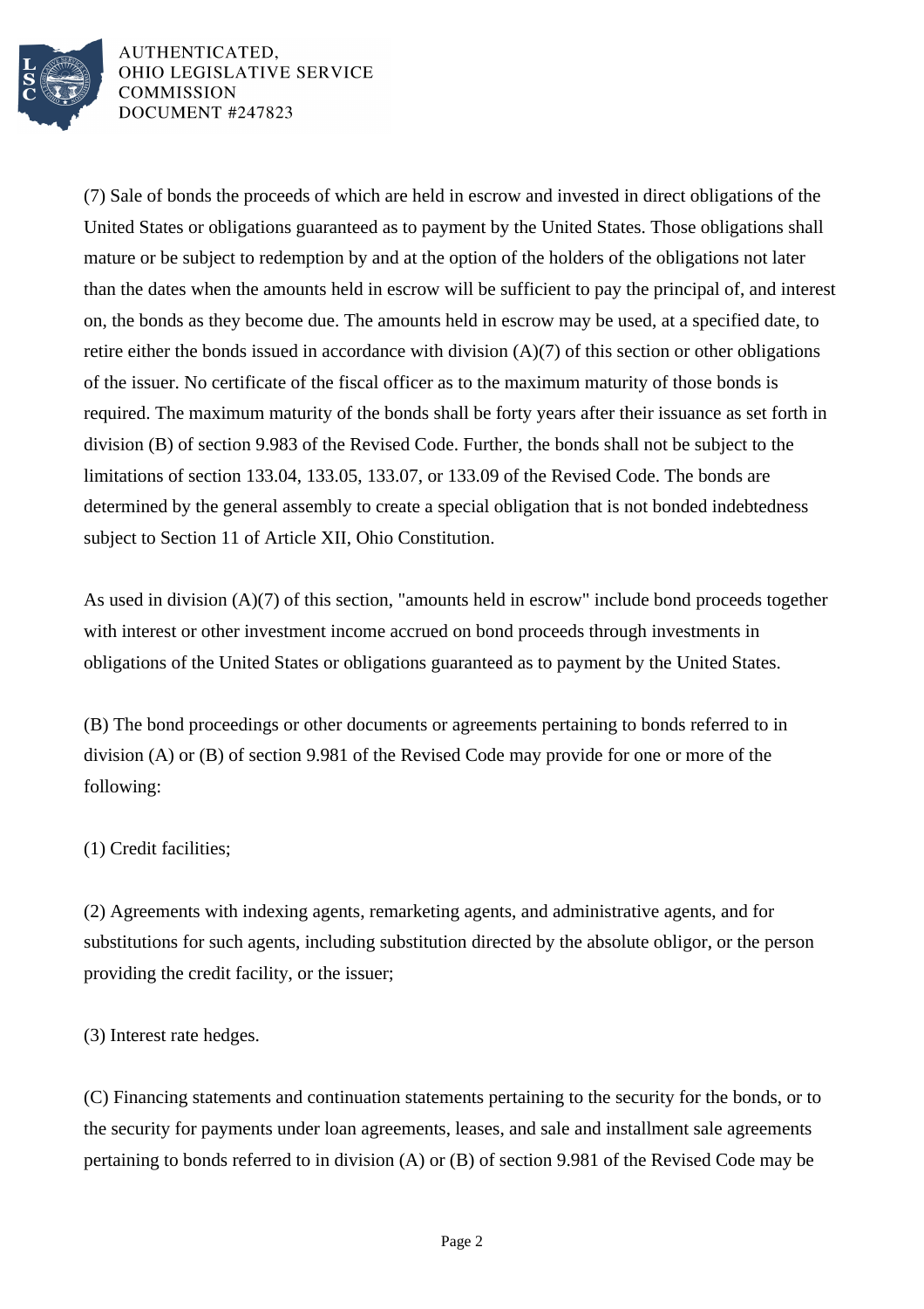(7) Sale of bonds the proceeds of which are held in escrow and invested in direct obligations of the United States or obligations guaranteed as to payment by the United States. Those obligations shall mature or be subject to redemption by and at the option of the holders of the obligations not later than the dates when the amounts held in escrow will be sufficient to pay the principal of, and interest on, the bonds as they become due. The amounts held in escrow may be used, at a specified date, to retire either the bonds issued in accordance with division (A)(7) of this section or other obligations of the issuer. No certificate of the fiscal officer as to the maximum maturity of those bonds is required. The maximum maturity of the bonds shall be forty years after their issuance as set forth in division (B) of section 9.983 of the Revised Code. Further, the bonds shall not be subject to the limitations of section 133.04, 133.05, 133.07, or 133.09 of the Revised Code. The bonds are determined by the general assembly to create a special obligation that is not bonded indebtedness subject to Section 11 of Article XII, Ohio Constitution.

As used in division (A)(7) of this section, "amounts held in escrow" include bond proceeds together with interest or other investment income accrued on bond proceeds through investments in obligations of the United States or obligations guaranteed as to payment by the United States.

(B) The bond proceedings or other documents or agreements pertaining to bonds referred to in division (A) or (B) of section 9.981 of the Revised Code may provide for one or more of the following:

(1) Credit facilities;

(2) Agreements with indexing agents, remarketing agents, and administrative agents, and for substitutions for such agents, including substitution directed by the absolute obligor, or the person providing the credit facility, or the issuer;

(3) Interest rate hedges.

(C) Financing statements and continuation statements pertaining to the security for the bonds, or to the security for payments under loan agreements, leases, and sale and installment sale agreements pertaining to bonds referred to in division (A) or (B) of section 9.981 of the Revised Code may be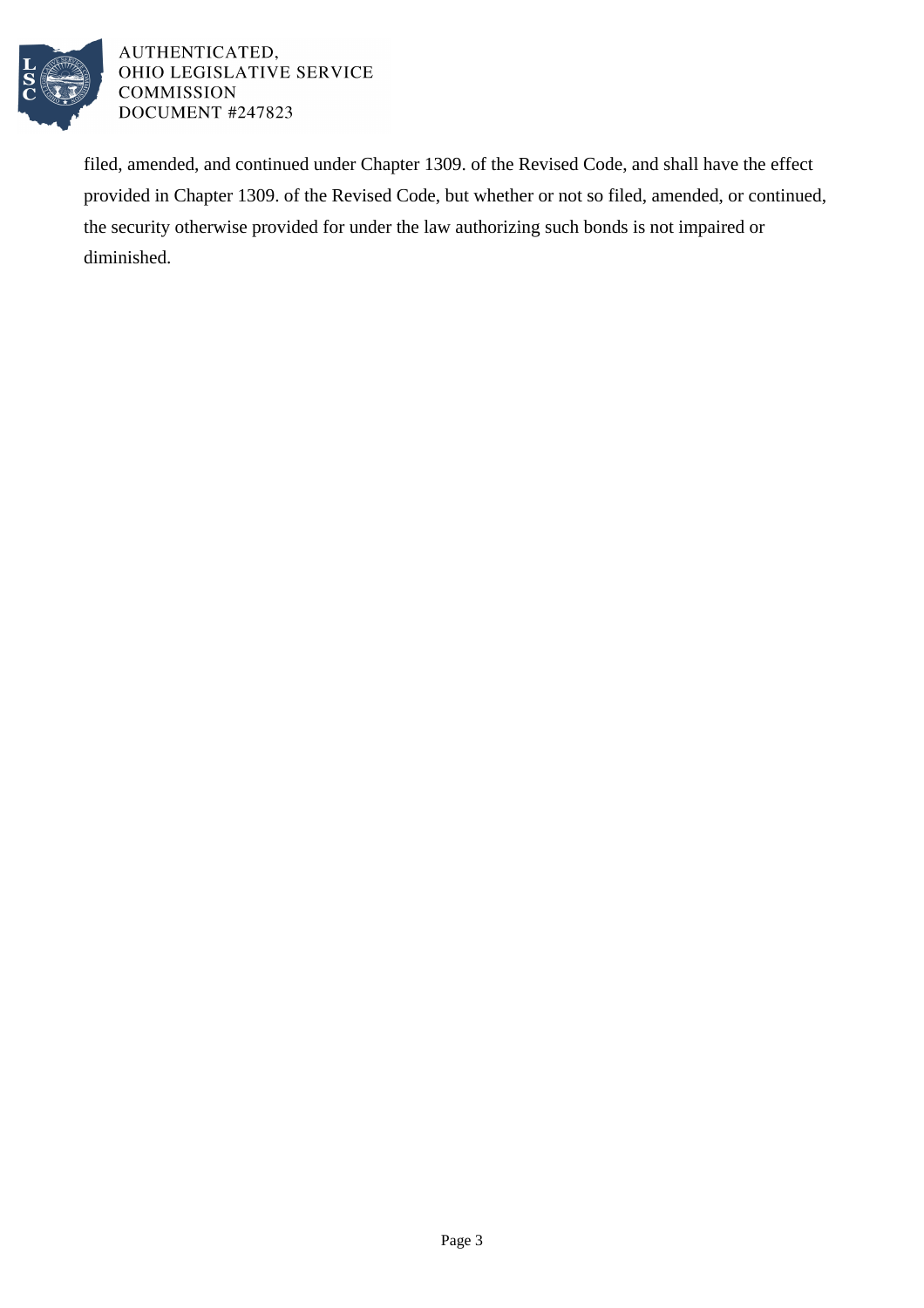filed, amended, and continued under Chapter 1309. of the Revised Code, and shall have the effect provided in Chapter 1309. of the Revised Code, but whether or not so filed, amended, or continued, the security otherwise provided for under the law authorizing such bonds is not impaired or diminished.